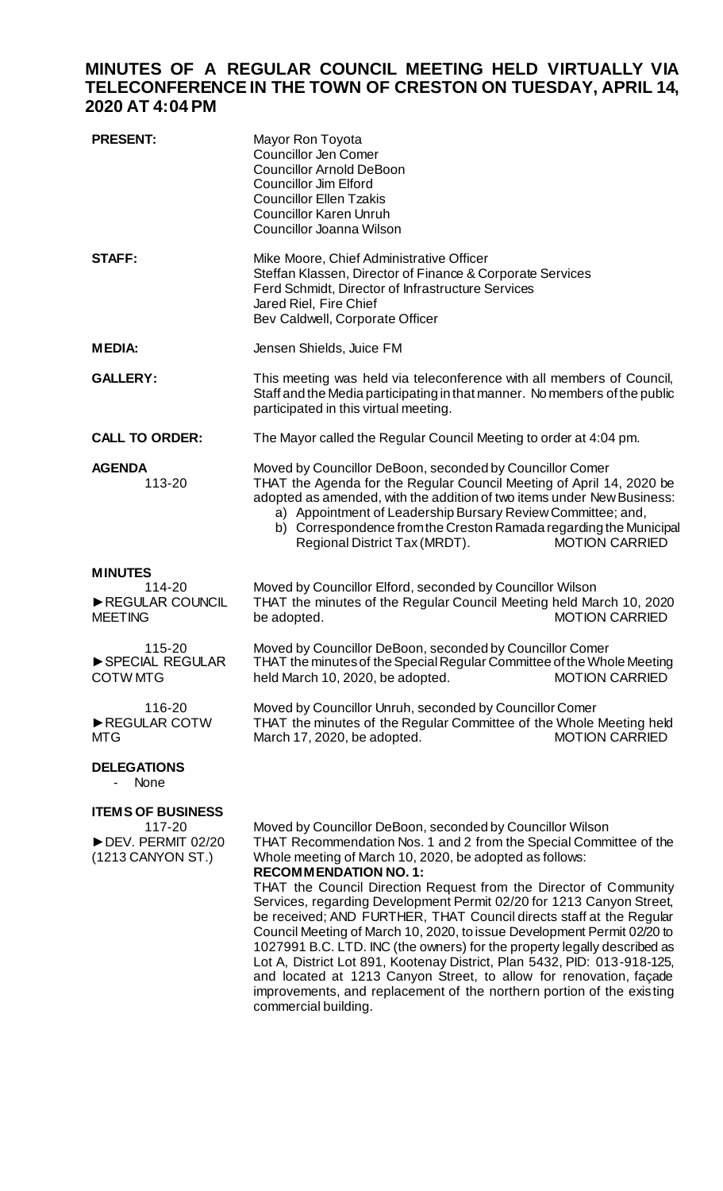# MINUTES OF A REGULAR COUNCIL MEETING HELD VIRTUALLY VIA TELECONFERENCE IN THE TOWN OF CRESTON ON TUESDAY, APRIL 14, 2020 AT 4:04 PM

**PRESENT:**
Mayor Ron Toyota
Councillor Jen Comer
Councillor Arnold DeBoon
Councillor Jim Elford
Councillor Ellen Tzakis
Councillor Karen Unruh
Councillor Joanna Wilson

**STAFF:**
Mike Moore, Chief Administrative Officer
Steffan Klassen, Director of Finance & Corporate Services
Ferd Schmidt, Director of Infrastructure Services
Jared Riel, Fire Chief
Bev Caldwell, Corporate Officer

**MEDIA:**
Jensen Shields, Juice FM

**GALLERY:**
This meeting was held via teleconference with all members of Council, Staff and the Media participating in that manner. No members of the public participated in this virtual meeting.

**CALL TO ORDER:**
The Mayor called the Regular Council Meeting to order at 4:04 pm.

**AGENDA**
113-20

Moved by Councillor DeBoon, seconded by Councillor Comer
THAT the Agenda for the Regular Council Meeting of April 14, 2020 be adopted as amended, with the addition of two items under New Business:

a) Appointment of Leadership Bursary Review Committee; and,
b) Correspondence from the Creston Ramada regarding the Municipal Regional District Tax (MRDT). MOTION CARRIED

**MINUTES**

114-20
►REGULAR COUNCIL MEETING

Moved by Councillor Elford, seconded by Councillor Wilson
THAT the minutes of the Regular Council Meeting held March 10, 2020 be adopted. MOTION CARRIED

115-20
►SPECIAL REGULAR COTW MTG

Moved by Councillor DeBoon, seconded by Councillor Comer
THAT the minutes of the Special Regular Committee of the Whole Meeting held March 10, 2020, be adopted. MOTION CARRIED

116-20
►REGULAR COTW MTG

Moved by Councillor Unruh, seconded by Councillor Comer
THAT the minutes of the Regular Committee of the Whole Meeting held March 17, 2020, be adopted. MOTION CARRIED

**DELEGATIONS**

- None

**ITEMS OF BUSINESS**

117-20
►DEV. PERMIT 02/20 (1213 CANYON ST.)

Moved by Councillor DeBoon, seconded by Councillor Wilson
THAT Recommendation Nos. 1 and 2 from the Special Committee of the Whole meeting of March 10, 2020, be adopted as follows:

**RECOMMENDATION NO. 1:**
THAT the Council Direction Request from the Director of Community Services, regarding Development Permit 02/20 for 1213 Canyon Street, be received; AND FURTHER, THAT Council directs staff at the Regular Council Meeting of March 10, 2020, to issue Development Permit 02/20 to 1027991 B.C. LTD. INC (the owners) for the property legally described as Lot A, District Lot 891, Kootenay District, Plan 5432, PID: 013-918-125, and located at 1213 Canyon Street, to allow for renovation, façade improvements, and replacement of the northern portion of the existing commercial building.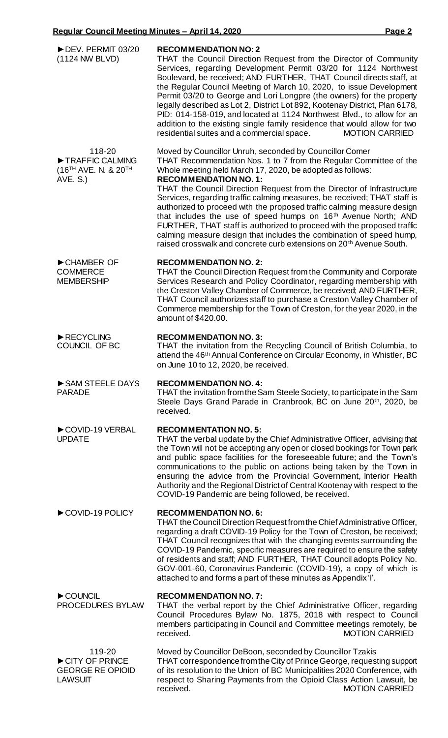| | |
|---|---|
| ►DEV. PERMIT 03/20 (1124 NW BLVD) | **RECOMMENDATION NO: 2**<br>THAT the Council Direction Request from the Director of Community Services, regarding Development Permit 03/20 for 1124 Northwest Boulevard, be received; AND FURTHER, THAT Council directs staff, at the Regular Council Meeting of March 10, 2020, to issue Development Permit 03/20 to George and Lori Longpre (the owners) for the property legally described as Lot 2, District Lot 892, Kootenay District, Plan 6178, PID: 014-158-019, and located at 1124 Northwest Blvd., to allow for an addition to the existing single family residence that would allow for two residential suites and a commercial space. MOTION CARRIED |
| 118-20<br>►TRAFFIC CALMING (16TH AVE. N. & 20TH AVE. S.) | Moved by Councillor Unruh, seconded by Councillor Comer<br>THAT Recommendation Nos. 1 to 7 from the Regular Committee of the Whole meeting held March 17, 2020, be adopted as follows:<br>**RECOMMENDATION NO. 1:**<br>THAT the Council Direction Request from the Director of Infrastructure Services, regarding traffic calming measures, be received; THAT staff is authorized to proceed with the proposed traffic calming measure design that includes the use of speed humps on 16th Avenue North; AND FURTHER, THAT staff is authorized to proceed with the proposed traffic calming measure design that includes the combination of speed hump, raised crosswalk and concrete curb extensions on 20th Avenue South. |
| ►CHAMBER OF COMMERCE MEMBERSHIP | **RECOMMENDATION NO. 2:**<br>THAT the Council Direction Request from the Community and Corporate Services Research and Policy Coordinator, regarding membership with the Creston Valley Chamber of Commerce, be received; AND FURTHER, THAT Council authorizes staff to purchase a Creston Valley Chamber of Commerce membership for the Town of Creston, for the year 2020, in the amount of $420.00. |
| ►RECYCLING COUNCIL OF BC | **RECOMMENDATION NO. 3:**<br>THAT the invitation from the Recycling Council of British Columbia, to attend the 46th Annual Conference on Circular Economy, in Whistler, BC on June 10 to 12, 2020, be received. |
| ►SAM STEELE DAYS PARADE | **RECOMMENDATION NO. 4:**<br>THAT the invitation from the Sam Steele Society, to participate in the Sam Steele Days Grand Parade in Cranbrook, BC on June 20th, 2020, be received. |
| ►COVID-19 VERBAL UPDATE | **RECOMMENTATION NO. 5:**<br>THAT the verbal update by the Chief Administrative Officer, advising that the Town will not be accepting any open or closed bookings for Town park and public space facilities for the foreseeable future; and the Town's communications to the public on actions being taken by the Town in ensuring the advice from the Provincial Government, Interior Health Authority and the Regional District of Central Kootenay with respect to the COVID-19 Pandemic are being followed, be received. |
| ►COVID-19 POLICY | **RECOMMENDATION NO. 6:**<br>THAT the Council Direction Request from the Chief Administrative Officer, regarding a draft COVID-19 Policy for the Town of Creston, be received; THAT Council recognizes that with the changing events surrounding the COVID-19 Pandemic, specific measures are required to ensure the safety of residents and staff; AND FURTHER, THAT Council adopts Policy No. GOV-001-60, Coronavirus Pandemic (COVID-19), a copy of which is attached to and forms a part of these minutes as Appendix 'I'. |
| ►COUNCIL PROCEDURES BYLAW | **RECOMMENDATION NO. 7:**<br>THAT the verbal report by the Chief Administrative Officer, regarding Council Procedures Bylaw No. 1875, 2018 with respect to Council members participating in Council and Committee meetings remotely, be received. MOTION CARRIED |
| 119-20<br>►CITY OF PRINCE GEORGE RE OPIOID LAWSUIT | Moved by Councillor DeBoon, seconded by Councillor Tzakis<br>THAT correspondence from the City of Prince George, requesting support of its resolution to the Union of BC Municipalities 2020 Conference, with respect to Sharing Payments from the Opioid Class Action Lawsuit, be received. MOTION CARRIED |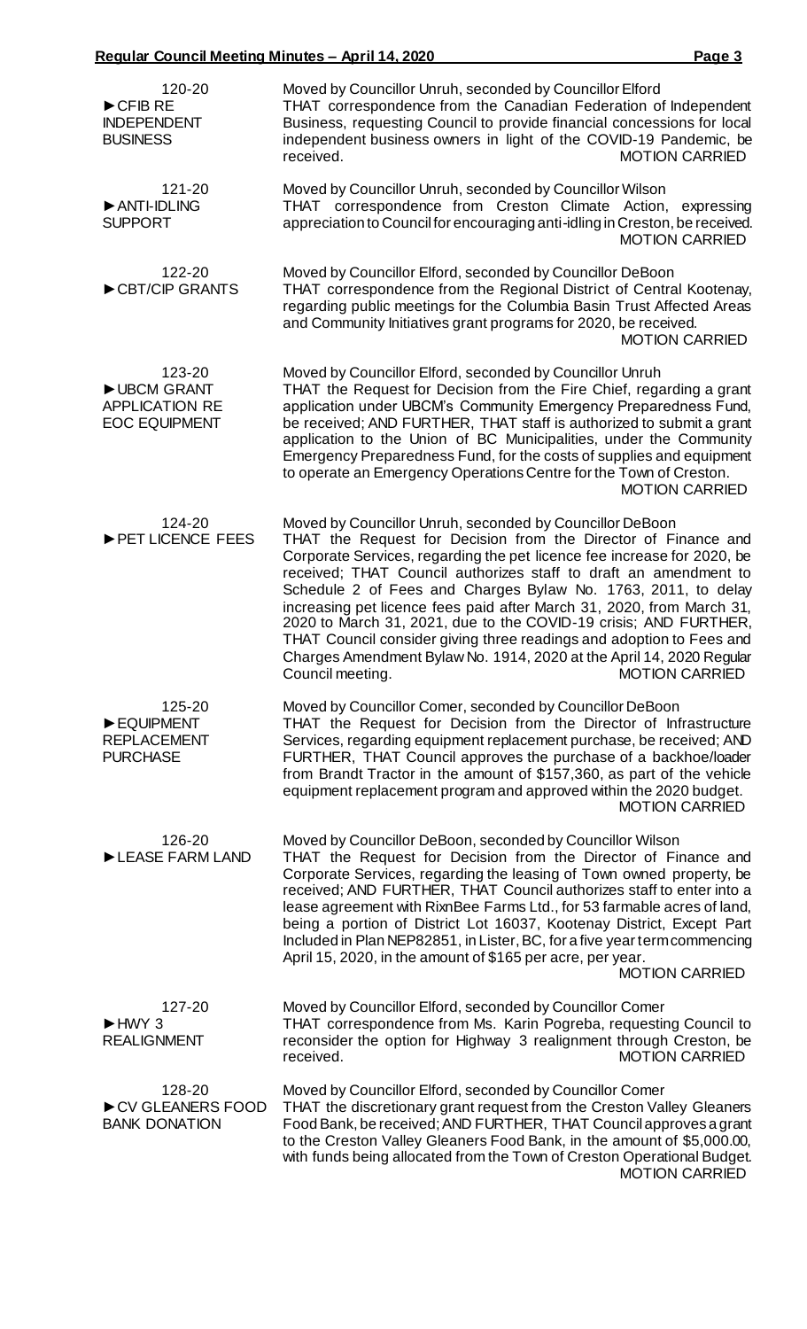**120-20**
**►CFIB RE INDEPENDENT BUSINESS**

Moved by Councillor Unruh, seconded by Councillor Elford
THAT correspondence from the Canadian Federation of Independent Business, requesting Council to provide financial concessions for local independent business owners in light of the COVID-19 Pandemic, be received. MOTION CARRIED

**121-20**
**►ANTI-IDLING SUPPORT**

Moved by Councillor Unruh, seconded by Councillor Wilson
THAT correspondence from Creston Climate Action, expressing appreciation to Council for encouraging anti-idling in Creston, be received. MOTION CARRIED

**122-20**
**►CBT/CIP GRANTS**

Moved by Councillor Elford, seconded by Councillor DeBoon
THAT correspondence from the Regional District of Central Kootenay, regarding public meetings for the Columbia Basin Trust Affected Areas and Community Initiatives grant programs for 2020, be received. MOTION CARRIED

**123-20**
**►UBCM GRANT APPLICATION RE EOC EQUIPMENT**

Moved by Councillor Elford, seconded by Councillor Unruh
THAT the Request for Decision from the Fire Chief, regarding a grant application under UBCM's Community Emergency Preparedness Fund, be received; AND FURTHER, THAT staff is authorized to submit a grant application to the Union of BC Municipalities, under the Community Emergency Preparedness Fund, for the costs of supplies and equipment to operate an Emergency Operations Centre for the Town of Creston. MOTION CARRIED

**124-20**
**►PET LICENCE FEES**

Moved by Councillor Unruh, seconded by Councillor DeBoon
THAT the Request for Decision from the Director of Finance and Corporate Services, regarding the pet licence fee increase for 2020, be received; THAT Council authorizes staff to draft an amendment to Schedule 2 of Fees and Charges Bylaw No. 1763, 2011, to delay increasing pet licence fees paid after March 31, 2020, from March 31, 2020 to March 31, 2021, due to the COVID-19 crisis; AND FURTHER, THAT Council consider giving three readings and adoption to Fees and Charges Amendment Bylaw No. 1914, 2020 at the April 14, 2020 Regular Council meeting. MOTION CARRIED

**125-20**
**►EQUIPMENT REPLACEMENT PURCHASE**

Moved by Councillor Comer, seconded by Councillor DeBoon
THAT the Request for Decision from the Director of Infrastructure Services, regarding equipment replacement purchase, be received; AND FURTHER, THAT Council approves the purchase of a backhoe/loader from Brandt Tractor in the amount of $157,360, as part of the vehicle equipment replacement program and approved within the 2020 budget. MOTION CARRIED

**126-20**
**►LEASE FARM LAND**

Moved by Councillor DeBoon, seconded by Councillor Wilson
THAT the Request for Decision from the Director of Finance and Corporate Services, regarding the leasing of Town owned property, be received; AND FURTHER, THAT Council authorizes staff to enter into a lease agreement with RixnBee Farms Ltd., for 53 farmable acres of land, being a portion of District Lot 16037, Kootenay District, Except Part Included in Plan NEP82851, in Lister, BC, for a five year term commencing April 15, 2020, in the amount of $165 per acre, per year. MOTION CARRIED

**127-20**
**►HWY 3 REALIGNMENT**

Moved by Councillor Elford, seconded by Councillor Comer
THAT correspondence from Ms. Karin Pogreba, requesting Council to reconsider the option for Highway 3 realignment through Creston, be received. MOTION CARRIED

**128-20**
**►CV GLEANERS FOOD BANK DONATION**

Moved by Councillor Elford, seconded by Councillor Comer
THAT the discretionary grant request from the Creston Valley Gleaners Food Bank, be received; AND FURTHER, THAT Council approves a grant to the Creston Valley Gleaners Food Bank, in the amount of $5,000.00, with funds being allocated from the Town of Creston Operational Budget. MOTION CARRIED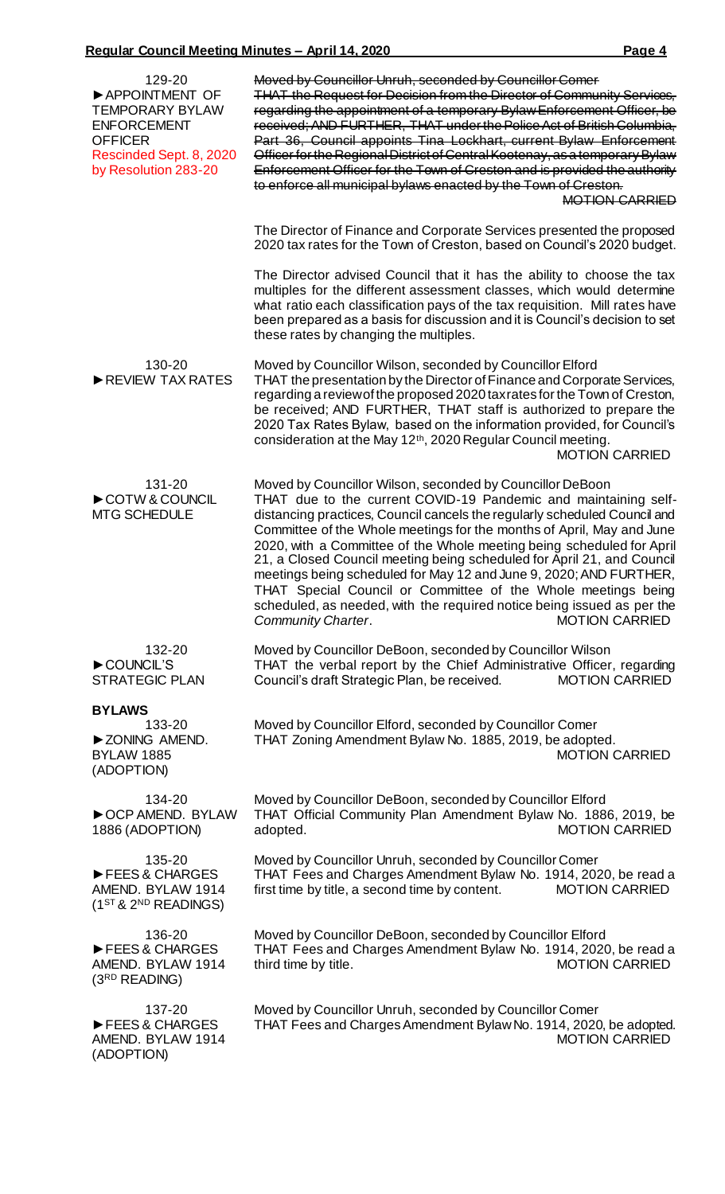**129-20**
**► APPOINTMENT OF TEMPORARY BYLAW ENFORCEMENT OFFICER**
Rescinded Sept. 8, 2020 by Resolution 283-20

~~Moved by Councillor Unruh, seconded by Councillor Comer~~
~~THAT the Request for Decision from the Director of Community Services, regarding the appointment of a temporary Bylaw Enforcement Officer, be received; AND FURTHER, THAT under the Police Act of British Columbia, Part 36, Council appoints Tina Lockhart, current Bylaw Enforcement Officer for the Regional District of Central Kootenay, as a temporary Bylaw Enforcement Officer for the Town of Creston and is provided the authority to enforce all municipal bylaws enacted by the Town of Creston.~~
~~MOTION CARRIED~~

The Director of Finance and Corporate Services presented the proposed 2020 tax rates for the Town of Creston, based on Council's 2020 budget.

The Director advised Council that it has the ability to choose the tax multiples for the different assessment classes, which would determine what ratio each classification pays of the tax requisition. Mill rates have been prepared as a basis for discussion and it is Council's decision to set these rates by changing the multiples.

**130-20**
**► REVIEW TAX RATES**

Moved by Councillor Wilson, seconded by Councillor Elford
THAT the presentation by the Director of Finance and Corporate Services, regarding a review of the proposed 2020 tax rates for the Town of Creston, be received; AND FURTHER, THAT staff is authorized to prepare the 2020 Tax Rates Bylaw, based on the information provided, for Council's consideration at the May 12th, 2020 Regular Council meeting.
MOTION CARRIED

**131-20**
**► COTW & COUNCIL MTG SCHEDULE**

Moved by Councillor Wilson, seconded by Councillor DeBoon
THAT due to the current COVID-19 Pandemic and maintaining self-distancing practices, Council cancels the regularly scheduled Council and Committee of the Whole meetings for the months of April, May and June 2020, with a Committee of the Whole meeting being scheduled for April 21, a Closed Council meeting being scheduled for April 21, and Council meetings being scheduled for May 12 and June 9, 2020; AND FURTHER, THAT Special Council or Committee of the Whole meetings being scheduled, as needed, with the required notice being issued as per the *Community Charter*.
MOTION CARRIED

**132-20**
**► COUNCIL'S STRATEGIC PLAN**

Moved by Councillor DeBoon, seconded by Councillor Wilson
THAT the verbal report by the Chief Administrative Officer, regarding Council's draft Strategic Plan, be received.
MOTION CARRIED

## BYLAWS

**133-20**
**► ZONING AMEND. BYLAW 1885 (ADOPTION)**

Moved by Councillor Elford, seconded by Councillor Comer
THAT Zoning Amendment Bylaw No. 1885, 2019, be adopted.
MOTION CARRIED

**134-20**
**► OCP AMEND. BYLAW 1886 (ADOPTION)**

Moved by Councillor DeBoon, seconded by Councillor Elford
THAT Official Community Plan Amendment Bylaw No. 1886, 2019, be adopted.
MOTION CARRIED

**135-20**
**► FEES & CHARGES AMEND. BYLAW 1914 (1ST & 2ND READINGS)**

Moved by Councillor Unruh, seconded by Councillor Comer
THAT Fees and Charges Amendment Bylaw No. 1914, 2020, be read a first time by title, a second time by content.
MOTION CARRIED

**136-20**
**► FEES & CHARGES AMEND. BYLAW 1914 (3RD READING)**

Moved by Councillor DeBoon, seconded by Councillor Elford
THAT Fees and Charges Amendment Bylaw No. 1914, 2020, be read a third time by title.
MOTION CARRIED

**137-20**
**► FEES & CHARGES AMEND. BYLAW 1914 (ADOPTION)**

Moved by Councillor Unruh, seconded by Councillor Comer
THAT Fees and Charges Amendment Bylaw No. 1914, 2020, be adopted.
MOTION CARRIED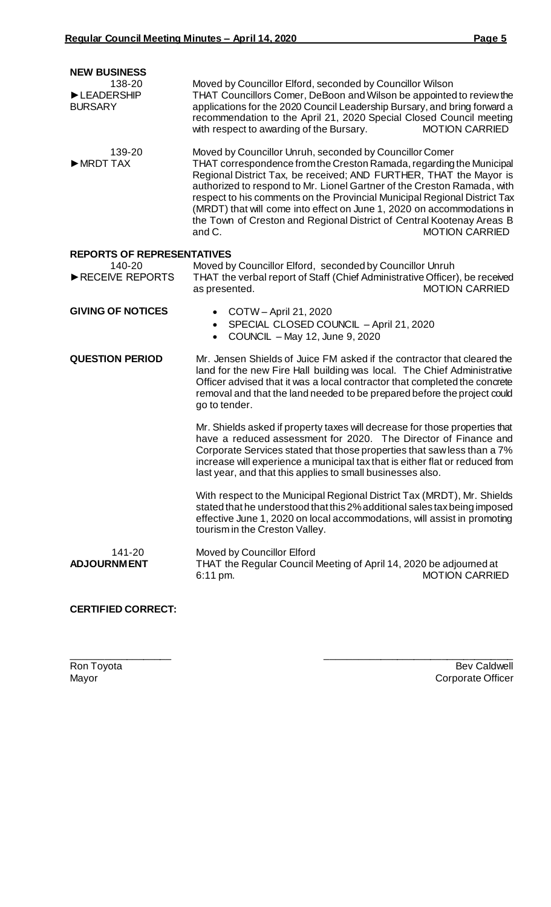## NEW BUSINESS

**138-20**
**►LEADERSHIP BURSARY**

Moved by Councillor Elford, seconded by Councillor Wilson
THAT Councillors Comer, DeBoon and Wilson be appointed to review the applications for the 2020 Council Leadership Bursary, and bring forward a recommendation to the April 21, 2020 Special Closed Council meeting with respect to awarding of the Bursary. MOTION CARRIED

**139-20**
**►MRDT TAX**

Moved by Councillor Unruh, seconded by Councillor Comer
THAT correspondence from the Creston Ramada, regarding the Municipal Regional District Tax, be received; AND FURTHER, THAT the Mayor is authorized to respond to Mr. Lionel Gartner of the Creston Ramada, with respect to his comments on the Provincial Municipal Regional District Tax (MRDT) that will come into effect on June 1, 2020 on accommodations in the Town of Creston and Regional District of Central Kootenay Areas B and C. MOTION CARRIED

## REPORTS OF REPRESENTATIVES

**140-20**
**►RECEIVE REPORTS**

Moved by Councillor Elford, seconded by Councillor Unruh
THAT the verbal report of Staff (Chief Administrative Officer), be received as presented. MOTION CARRIED

## GIVING OF NOTICES

- COTW – April 21, 2020
- SPECIAL CLOSED COUNCIL – April 21, 2020
- COUNCIL – May 12, June 9, 2020

## QUESTION PERIOD

Mr. Jensen Shields of Juice FM asked if the contractor that cleared the land for the new Fire Hall building was local. The Chief Administrative Officer advised that it was a local contractor that completed the concrete removal and that the land needed to be prepared before the project could go to tender.

Mr. Shields asked if property taxes will decrease for those properties that have a reduced assessment for 2020. The Director of Finance and Corporate Services stated that those properties that saw less than a 7% increase will experience a municipal tax that is either flat or reduced from last year, and that this applies to small businesses also.

With respect to the Municipal Regional District Tax (MRDT), Mr. Shields stated that he understood that this 2% additional sales tax being imposed effective June 1, 2020 on local accommodations, will assist in promoting tourism in the Creston Valley.

**141-20**
**ADJOURNMENT**

Moved by Councillor Elford
THAT the Regular Council Meeting of April 14, 2020 be adjourned at 6:11 pm. MOTION CARRIED

**CERTIFIED CORRECT:**

\_\_\_\_\_\_\_\_\_\_\_\_\_\_\_\_\_\_\_\_
Ron Toyota
Mayor

\_\_\_\_\_\_\_\_\_\_\_\_\_\_\_\_\_\_\_\_
Bev Caldwell
Corporate Officer